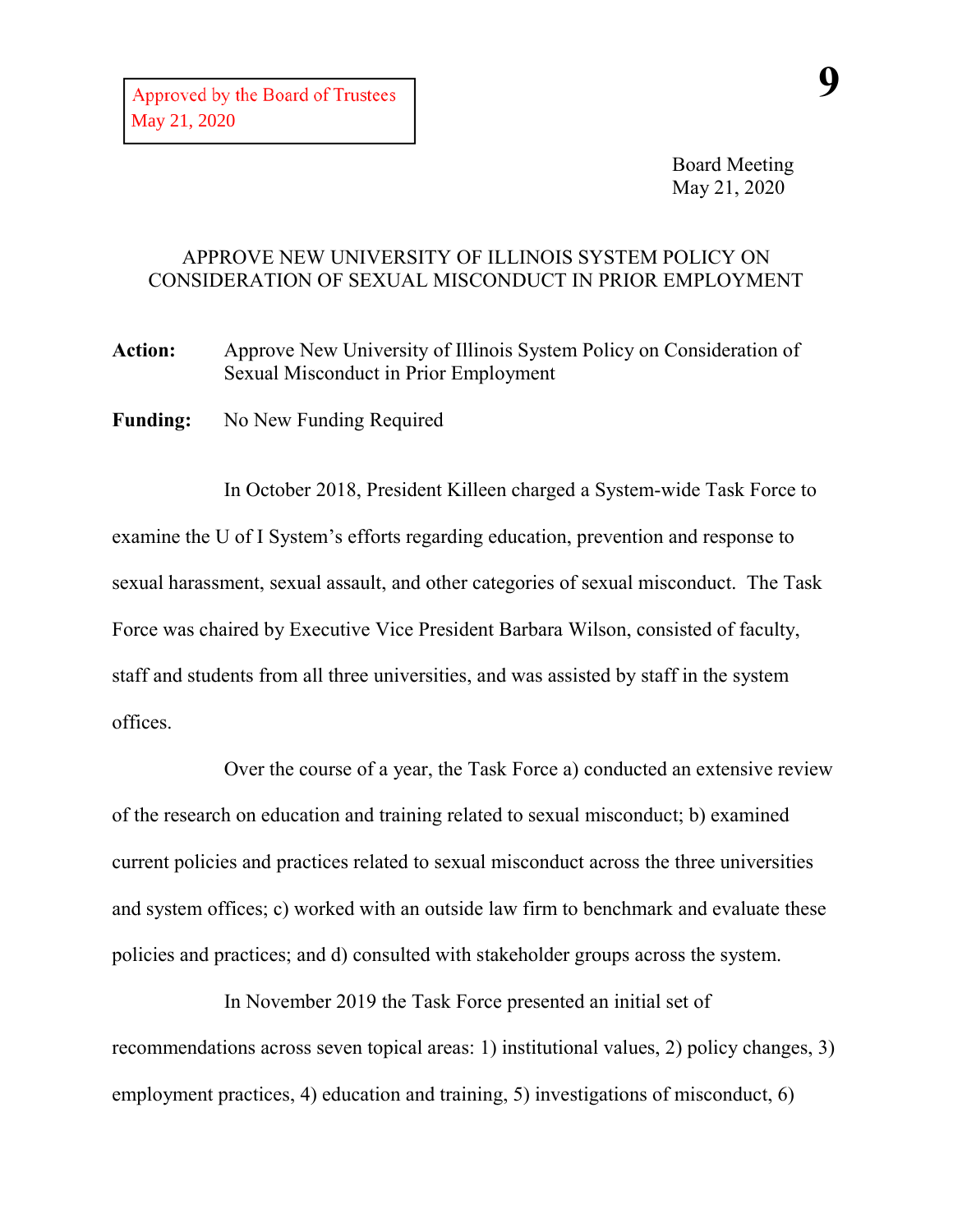Approved by the Board of Trustees
May 21, 2020

Board Meeting
May 21, 2020

# APPROVE NEW UNIVERSITY OF ILLINOIS SYSTEM POLICY ON CONSIDERATION OF SEXUAL MISCONDUCT IN PRIOR EMPLOYMENT

**Action:** Approve New University of Illinois System Policy on Consideration of Sexual Misconduct in Prior Employment

**Funding:** No New Funding Required

In October 2018, President Killeen charged a System-wide Task Force to examine the U of I System's efforts regarding education, prevention and response to sexual harassment, sexual assault, and other categories of sexual misconduct. The Task Force was chaired by Executive Vice President Barbara Wilson, consisted of faculty, staff and students from all three universities, and was assisted by staff in the system offices.

Over the course of a year, the Task Force a) conducted an extensive review of the research on education and training related to sexual misconduct; b) examined current policies and practices related to sexual misconduct across the three universities and system offices; c) worked with an outside law firm to benchmark and evaluate these policies and practices; and d) consulted with stakeholder groups across the system.

In November 2019 the Task Force presented an initial set of recommendations across seven topical areas: 1) institutional values, 2) policy changes, 3) employment practices, 4) education and training, 5) investigations of misconduct, 6)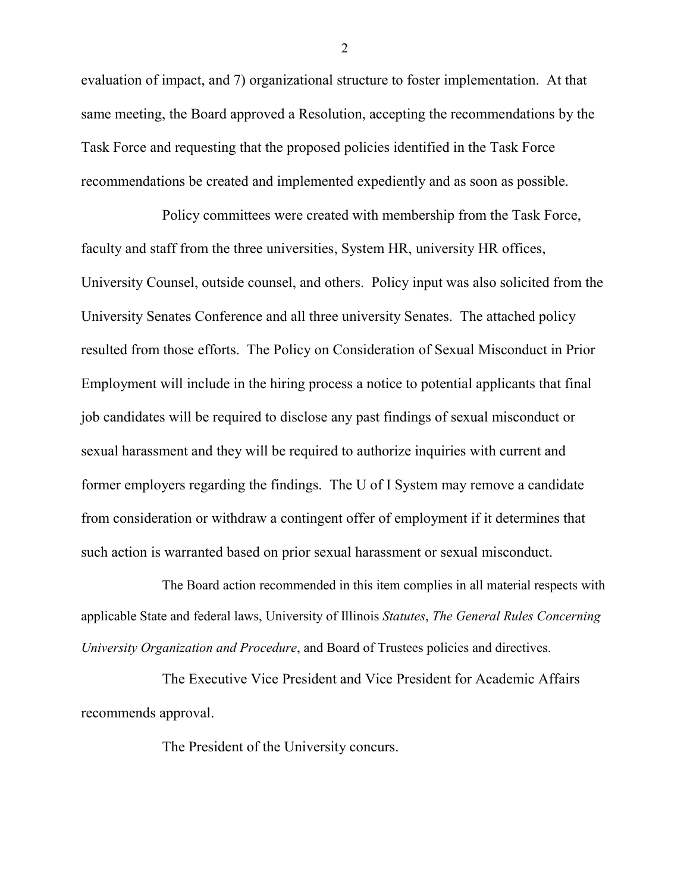evaluation of impact, and 7) organizational structure to foster implementation. At that same meeting, the Board approved a Resolution, accepting the recommendations by the Task Force and requesting that the proposed policies identified in the Task Force recommendations be created and implemented expediently and as soon as possible.

Policy committees were created with membership from the Task Force, faculty and staff from the three universities, System HR, university HR offices, University Counsel, outside counsel, and others. Policy input was also solicited from the University Senates Conference and all three university Senates. The attached policy resulted from those efforts. The Policy on Consideration of Sexual Misconduct in Prior Employment will include in the hiring process a notice to potential applicants that final job candidates will be required to disclose any past findings of sexual misconduct or sexual harassment and they will be required to authorize inquiries with current and former employers regarding the findings. The U of I System may remove a candidate from consideration or withdraw a contingent offer of employment if it determines that such action is warranted based on prior sexual harassment or sexual misconduct.

The Board action recommended in this item complies in all material respects with applicable State and federal laws, University of Illinois *Statutes*, *The General Rules Concerning University Organization and Procedure*, and Board of Trustees policies and directives.

The Executive Vice President and Vice President for Academic Affairs recommends approval.

The President of the University concurs.